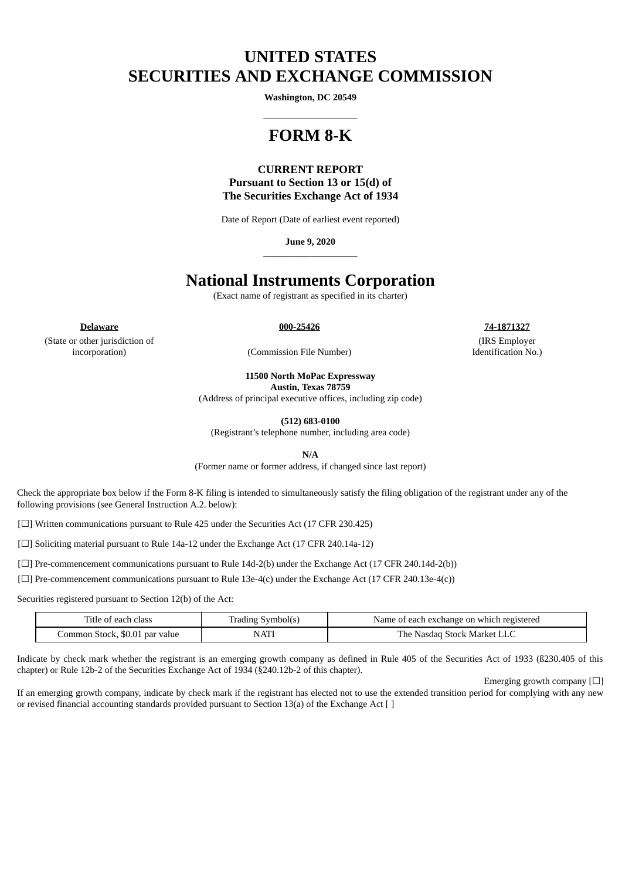# UNITED STATES
# SECURITIES AND EXCHANGE COMMISSION

**Washington, DC 20549**

---

# FORM 8-K

**CURRENT REPORT**
**Pursuant to Section 13 or 15(d) of**
**The Securities Exchange Act of 1934**

Date of Report (Date of earliest event reported)

**June 9, 2020**

---

# National Instruments Corporation

(Exact name of registrant as specified in its charter)

| **Delaware** | **000-25426** | **74-1871327** |
|---|---|---|
| (State or other jurisdiction of incorporation) | (Commission File Number) | (IRS Employer Identification No.) |

**11500 North MoPac Expressway**
**Austin, Texas 78759**
(Address of principal executive offices, including zip code)

**(512) 683-0100**
(Registrant's telephone number, including area code)

**N/A**
(Former name or former address, if changed since last report)

Check the appropriate box below if the Form 8-K filing is intended to simultaneously satisfy the filing obligation of the registrant under any of the following provisions (see General Instruction A.2. below):

[☐] Written communications pursuant to Rule 425 under the Securities Act (17 CFR 230.425)

[☐] Soliciting material pursuant to Rule 14a-12 under the Exchange Act (17 CFR 240.14a-12)

[☐] Pre-commencement communications pursuant to Rule 14d-2(b) under the Exchange Act (17 CFR 240.14d-2(b))

[☐] Pre-commencement communications pursuant to Rule 13e-4(c) under the Exchange Act (17 CFR 240.13e-4(c))

Securities registered pursuant to Section 12(b) of the Act:

| Title of each class | Trading Symbol(s) | Name of each exchange on which registered |
|---|---|---|
| Common Stock, $0.01 par value | NATI | The Nasdaq Stock Market LLC |

Indicate by check mark whether the registrant is an emerging growth company as defined in Rule 405 of the Securities Act of 1933 (ß230.405 of this chapter) or Rule 12b-2 of the Securities Exchange Act of 1934 (§240.12b-2 of this chapter).

Emerging growth company [☐]

If an emerging growth company, indicate by check mark if the registrant has elected not to use the extended transition period for complying with any new or revised financial accounting standards provided pursuant to Section 13(a) of the Exchange Act [ ]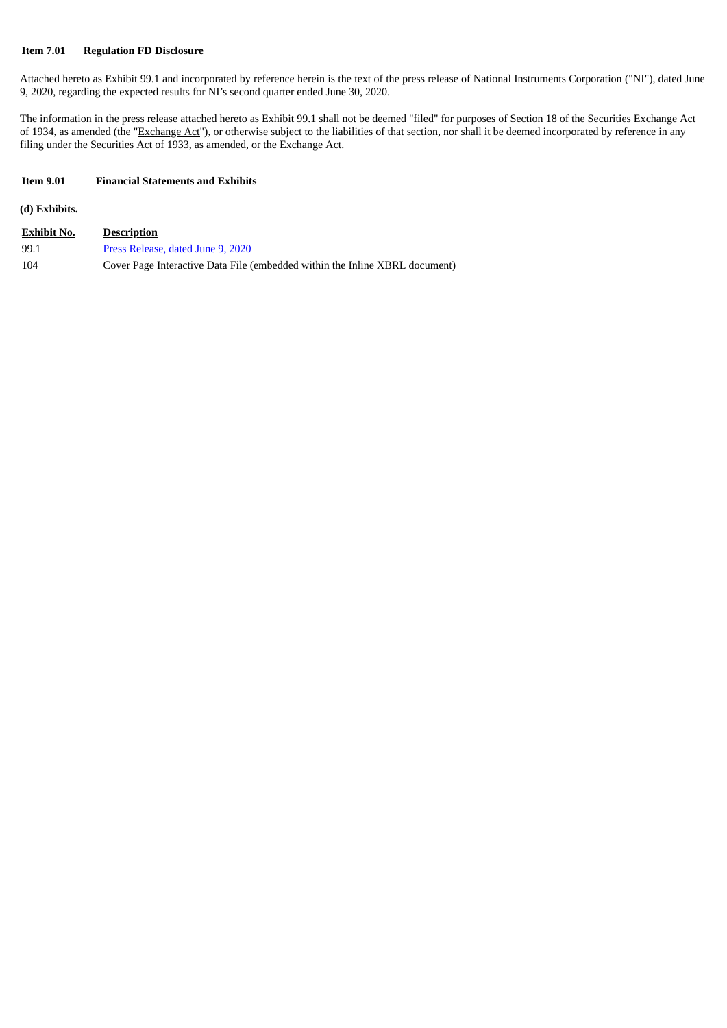**Item 7.01 Regulation FD Disclosure**

Attached hereto as Exhibit 99.1 and incorporated by reference herein is the text of the press release of National Instruments Corporation ("NI"), dated June 9, 2020, regarding the expected results for NI's second quarter ended June 30, 2020.

The information in the press release attached hereto as Exhibit 99.1 shall not be deemed "filed" for purposes of Section 18 of the Securities Exchange Act of 1934, as amended (the "Exchange Act"), or otherwise subject to the liabilities of that section, nor shall it be deemed incorporated by reference in any filing under the Securities Act of 1933, as amended, or the Exchange Act.

**Item 9.01 Financial Statements and Exhibits**

**(d) Exhibits.**

| Exhibit No. | Description |
|---|---|
| 99.1 | Press Release, dated June 9, 2020 |
| 104 | Cover Page Interactive Data File (embedded within the Inline XBRL document) |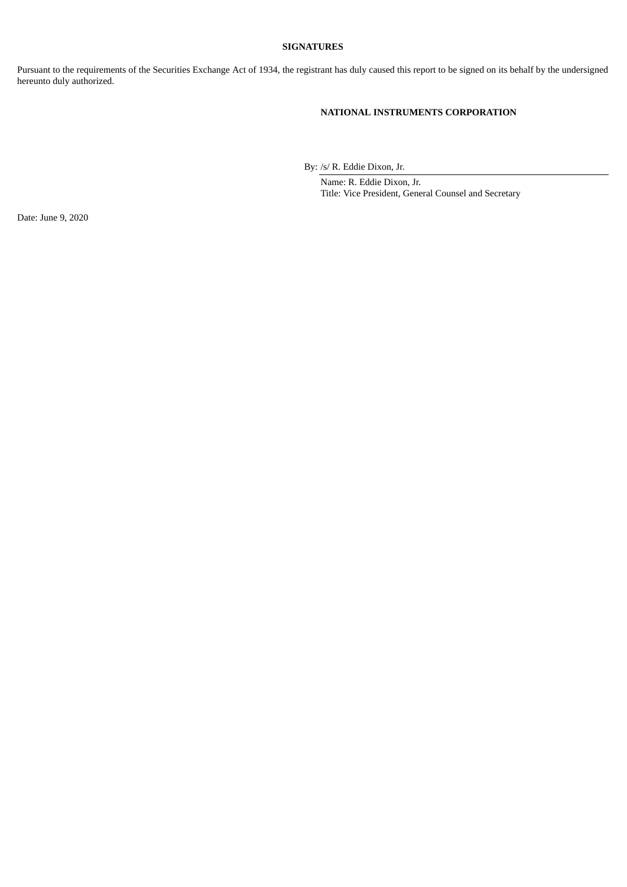**SIGNATURES**

Pursuant to the requirements of the Securities Exchange Act of 1934, the registrant has duly caused this report to be signed on its behalf by the undersigned hereunto duly authorized.

**NATIONAL INSTRUMENTS CORPORATION**

By: /s/ R. Eddie Dixon, Jr.

Name: R. Eddie Dixon, Jr.
Title: Vice President, General Counsel and Secretary

Date: June 9, 2020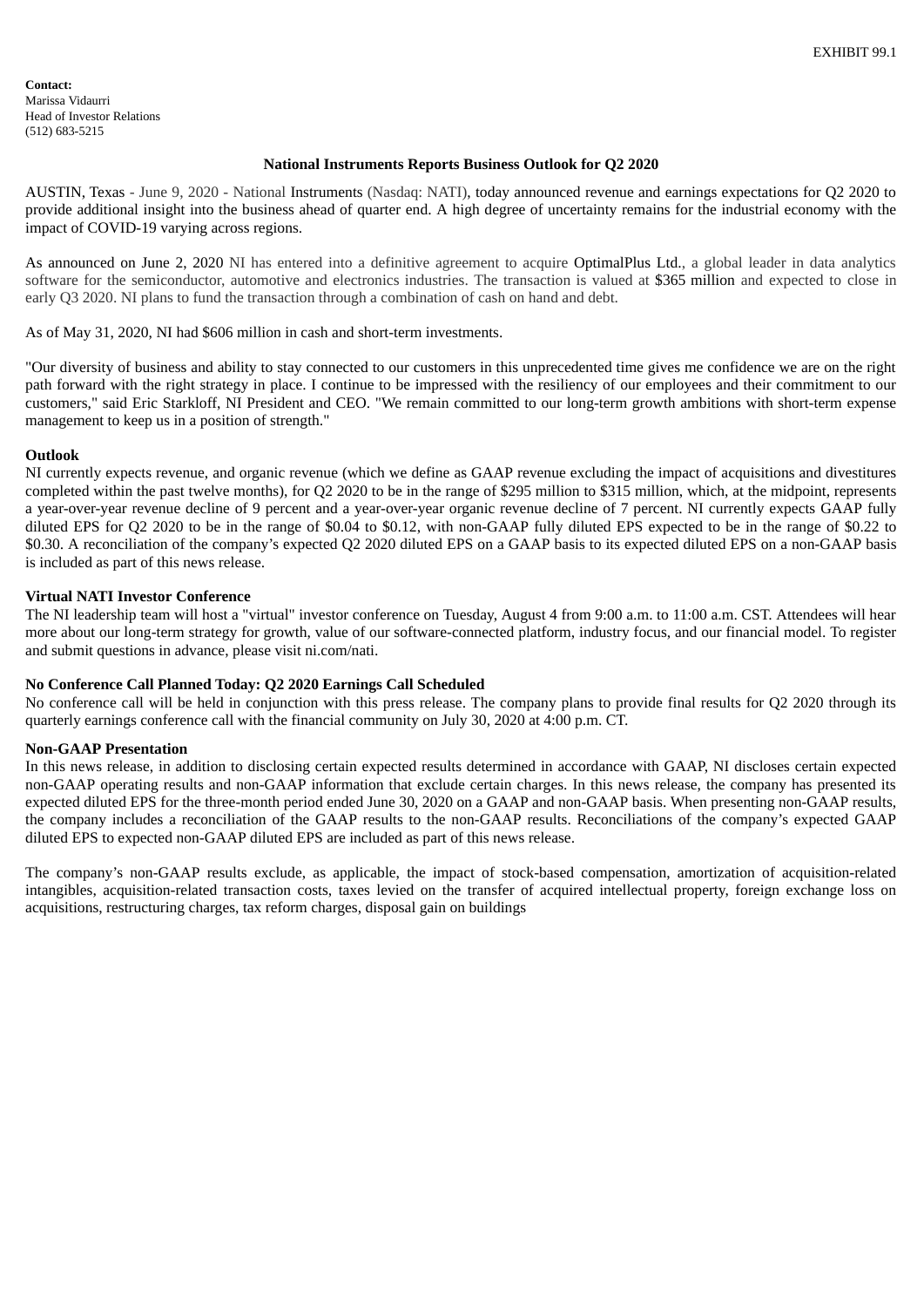EXHIBIT 99.1

**Contact:**
Marissa Vidaurri
Head of Investor Relations
(512) 683-5215

**National Instruments Reports Business Outlook for Q2 2020**

AUSTIN, Texas - June 9, 2020 - National Instruments (Nasdaq: NATI), today announced revenue and earnings expectations for Q2 2020 to provide additional insight into the business ahead of quarter end. A high degree of uncertainty remains for the industrial economy with the impact of COVID-19 varying across regions.

As announced on June 2, 2020 NI has entered into a definitive agreement to acquire OptimalPlus Ltd., a global leader in data analytics software for the semiconductor, automotive and electronics industries. The transaction is valued at $365 million and expected to close in early Q3 2020. NI plans to fund the transaction through a combination of cash on hand and debt.

As of May 31, 2020, NI had $606 million in cash and short-term investments.

"Our diversity of business and ability to stay connected to our customers in this unprecedented time gives me confidence we are on the right path forward with the right strategy in place. I continue to be impressed with the resiliency of our employees and their commitment to our customers," said Eric Starkloff, NI President and CEO. "We remain committed to our long-term growth ambitions with short-term expense management to keep us in a position of strength."

**Outlook**

NI currently expects revenue, and organic revenue (which we define as GAAP revenue excluding the impact of acquisitions and divestitures completed within the past twelve months), for Q2 2020 to be in the range of $295 million to $315 million, which, at the midpoint, represents a year-over-year revenue decline of 9 percent and a year-over-year organic revenue decline of 7 percent. NI currently expects GAAP fully diluted EPS for Q2 2020 to be in the range of $0.04 to $0.12, with non-GAAP fully diluted EPS expected to be in the range of $0.22 to $0.30. A reconciliation of the company's expected Q2 2020 diluted EPS on a GAAP basis to its expected diluted EPS on a non-GAAP basis is included as part of this news release.

**Virtual NATI Investor Conference**

The NI leadership team will host a "virtual" investor conference on Tuesday, August 4 from 9:00 a.m. to 11:00 a.m. CST. Attendees will hear more about our long-term strategy for growth, value of our software-connected platform, industry focus, and our financial model. To register and submit questions in advance, please visit ni.com/nati.

**No Conference Call Planned Today: Q2 2020 Earnings Call Scheduled**

No conference call will be held in conjunction with this press release. The company plans to provide final results for Q2 2020 through its quarterly earnings conference call with the financial community on July 30, 2020 at 4:00 p.m. CT.

**Non-GAAP Presentation**

In this news release, in addition to disclosing certain expected results determined in accordance with GAAP, NI discloses certain expected non-GAAP operating results and non-GAAP information that exclude certain charges. In this news release, the company has presented its expected diluted EPS for the three-month period ended June 30, 2020 on a GAAP and non-GAAP basis. When presenting non-GAAP results, the company includes a reconciliation of the GAAP results to the non-GAAP results. Reconciliations of the company's expected GAAP diluted EPS to expected non-GAAP diluted EPS are included as part of this news release.

The company's non-GAAP results exclude, as applicable, the impact of stock-based compensation, amortization of acquisition-related intangibles, acquisition-related transaction costs, taxes levied on the transfer of acquired intellectual property, foreign exchange loss on acquisitions, restructuring charges, tax reform charges, disposal gain on buildings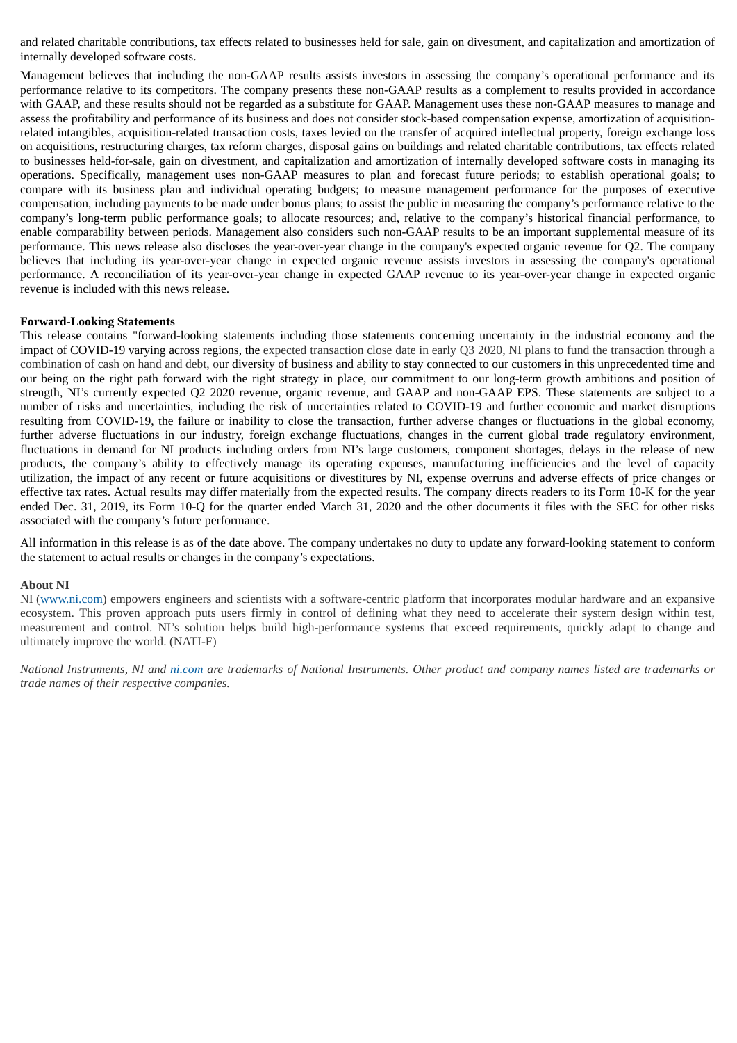and related charitable contributions, tax effects related to businesses held for sale, gain on divestment, and capitalization and amortization of internally developed software costs.

Management believes that including the non-GAAP results assists investors in assessing the company's operational performance and its performance relative to its competitors. The company presents these non-GAAP results as a complement to results provided in accordance with GAAP, and these results should not be regarded as a substitute for GAAP. Management uses these non-GAAP measures to manage and assess the profitability and performance of its business and does not consider stock-based compensation expense, amortization of acquisition-related intangibles, acquisition-related transaction costs, taxes levied on the transfer of acquired intellectual property, foreign exchange loss on acquisitions, restructuring charges, tax reform charges, disposal gains on buildings and related charitable contributions, tax effects related to businesses held-for-sale, gain on divestment, and capitalization and amortization of internally developed software costs in managing its operations. Specifically, management uses non-GAAP measures to plan and forecast future periods; to establish operational goals; to compare with its business plan and individual operating budgets; to measure management performance for the purposes of executive compensation, including payments to be made under bonus plans; to assist the public in measuring the company's performance relative to the company's long-term public performance goals; to allocate resources; and, relative to the company's historical financial performance, to enable comparability between periods. Management also considers such non-GAAP results to be an important supplemental measure of its performance. This news release also discloses the year-over-year change in the company's expected organic revenue for Q2. The company believes that including its year-over-year change in expected organic revenue assists investors in assessing the company's operational performance. A reconciliation of its year-over-year change in expected GAAP revenue to its year-over-year change in expected organic revenue is included with this news release.

**Forward-Looking Statements**

This release contains "forward-looking statements including those statements concerning uncertainty in the industrial economy and the impact of COVID-19 varying across regions, the expected transaction close date in early Q3 2020, NI plans to fund the transaction through a combination of cash on hand and debt, our diversity of business and ability to stay connected to our customers in this unprecedented time and our being on the right path forward with the right strategy in place, our commitment to our long-term growth ambitions and position of strength, NI's currently expected Q2 2020 revenue, organic revenue, and GAAP and non-GAAP EPS. These statements are subject to a number of risks and uncertainties, including the risk of uncertainties related to COVID-19 and further economic and market disruptions resulting from COVID-19, the failure or inability to close the transaction, further adverse changes or fluctuations in the global economy, further adverse fluctuations in our industry, foreign exchange fluctuations, changes in the current global trade regulatory environment, fluctuations in demand for NI products including orders from NI's large customers, component shortages, delays in the release of new products, the company's ability to effectively manage its operating expenses, manufacturing inefficiencies and the level of capacity utilization, the impact of any recent or future acquisitions or divestitures by NI, expense overruns and adverse effects of price changes or effective tax rates. Actual results may differ materially from the expected results. The company directs readers to its Form 10-K for the year ended Dec. 31, 2019, its Form 10-Q for the quarter ended March 31, 2020 and the other documents it files with the SEC for other risks associated with the company's future performance.

All information in this release is as of the date above. The company undertakes no duty to update any forward-looking statement to conform the statement to actual results or changes in the company's expectations.

**About NI**

NI (www.ni.com) empowers engineers and scientists with a software-centric platform that incorporates modular hardware and an expansive ecosystem. This proven approach puts users firmly in control of defining what they need to accelerate their system design within test, measurement and control. NI's solution helps build high-performance systems that exceed requirements, quickly adapt to change and ultimately improve the world. (NATI-F)

*National Instruments, NI and ni.com are trademarks of National Instruments. Other product and company names listed are trademarks or trade names of their respective companies.*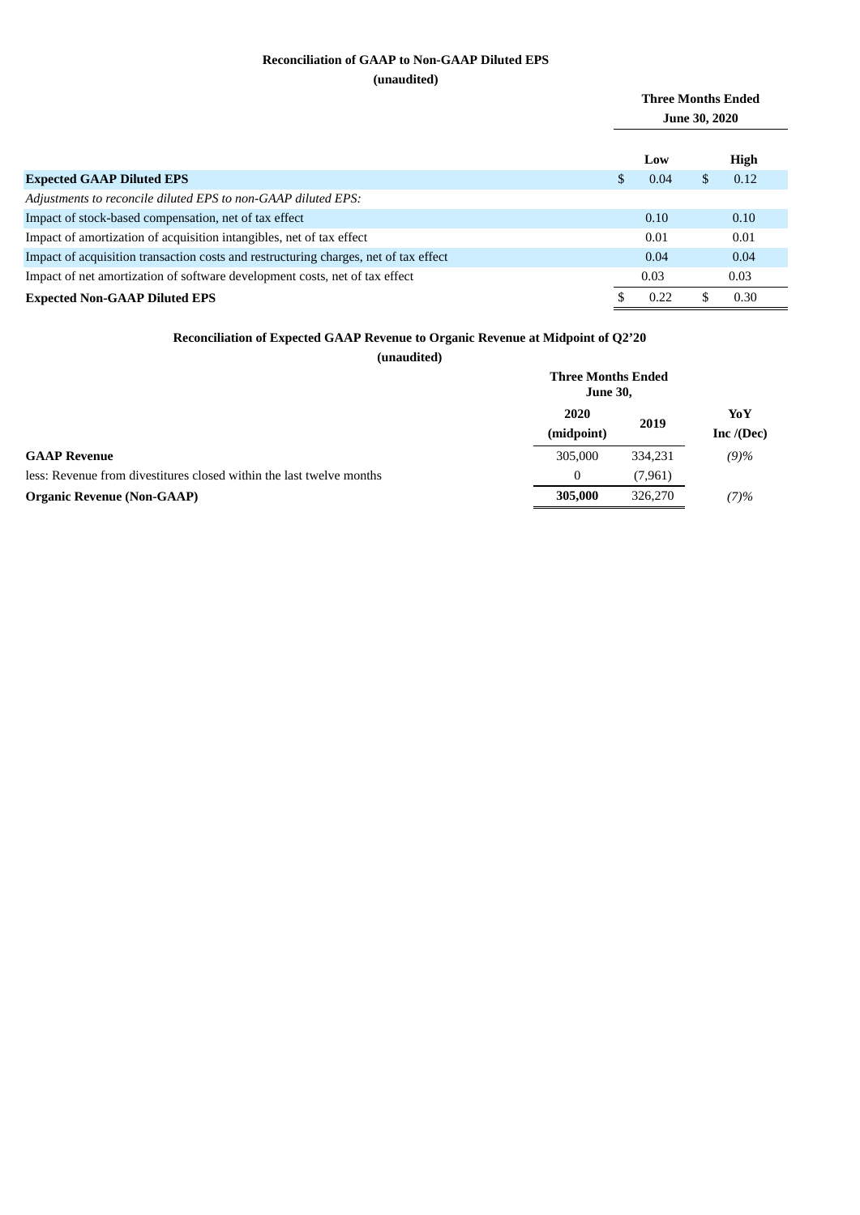**Reconciliation of GAAP to Non-GAAP Diluted EPS**

**(unaudited)**

| | Three Months Ended June 30, 2020 | |
|---|---|---|
| | **Low** | **High** |
| **Expected GAAP Diluted EPS** | $ 0.04 | $ 0.12 |
| *Adjustments to reconcile diluted EPS to non-GAAP diluted EPS:* | | |
| Impact of stock-based compensation, net of tax effect | 0.10 | 0.10 |
| Impact of amortization of acquisition intangibles, net of tax effect | 0.01 | 0.01 |
| Impact of acquisition transaction costs and restructuring charges, net of tax effect | 0.04 | 0.04 |
| Impact of net amortization of software development costs, net of tax effect | 0.03 | 0.03 |
| **Expected Non-GAAP Diluted EPS** | $ 0.22 | $ 0.30 |

**Reconciliation of Expected GAAP Revenue to Organic Revenue at Midpoint of Q2'20**

**(unaudited)**

| | Three Months Ended June 30, | | |
|---|---|---|---|
| | **2020 (midpoint)** | **2019** | **YoY Inc /(Dec)** |
| **GAAP Revenue** | 305,000 | 334,231 | *(9)%* |
| less: Revenue from divestitures closed within the last twelve months | 0 | (7,961) | |
| **Organic Revenue (Non-GAAP)** | **305,000** | 326,270 | *(7)%* |